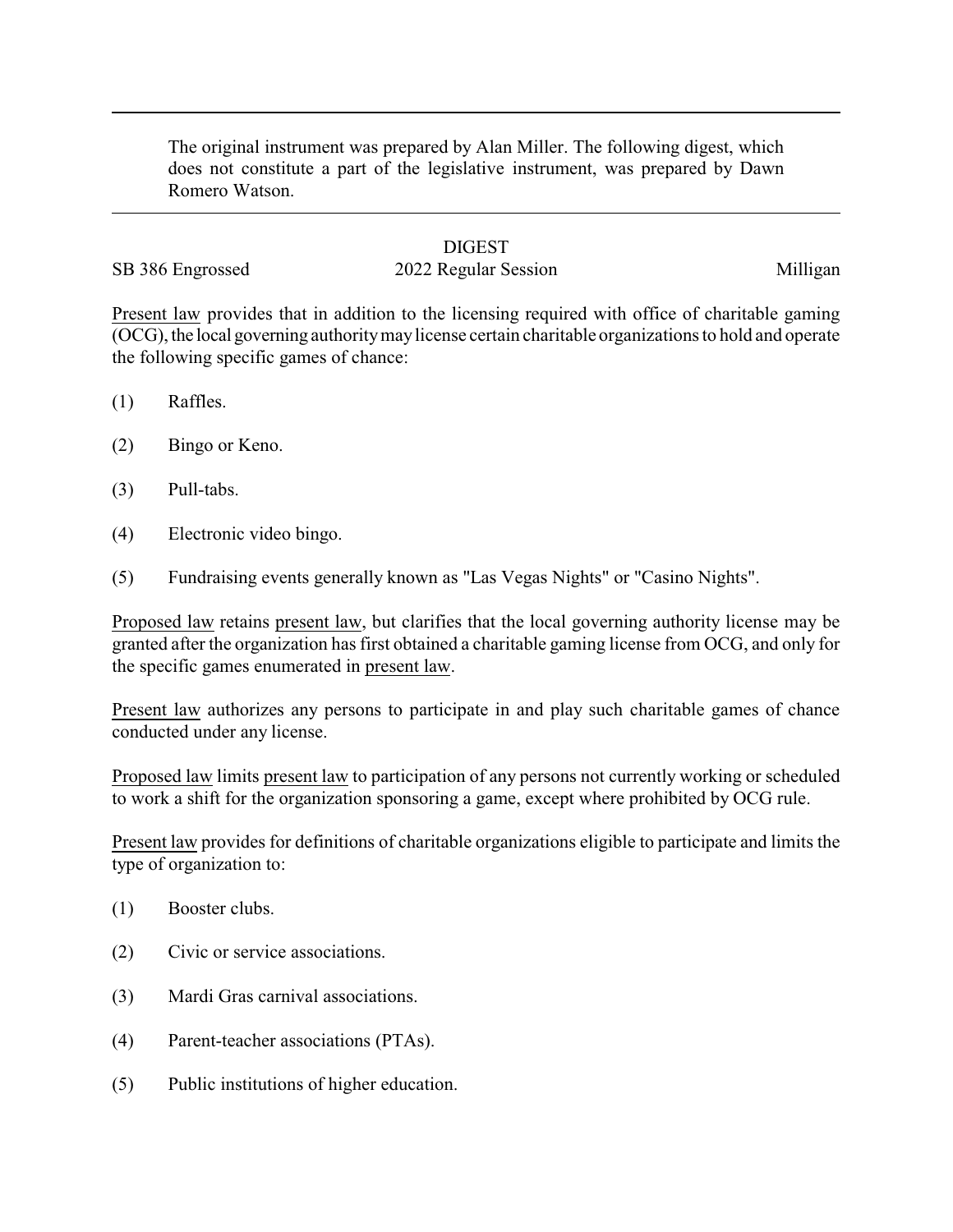The original instrument was prepared by Alan Miller. The following digest, which does not constitute a part of the legislative instrument, was prepared by Dawn Romero Watson.

# DIGEST

SB 386 Engrossed | 2022 Regular Session | Milligan

Present law provides that in addition to the licensing required with office of charitable gaming (OCG), the local governing authority may license certain charitable organizations to hold and operate the following specific games of chance:

(1) Raffles.

(2) Bingo or Keno.

(3) Pull-tabs.

(4) Electronic video bingo.

(5) Fundraising events generally known as "Las Vegas Nights" or "Casino Nights".

Proposed law retains present law, but clarifies that the local governing authority license may be granted after the organization has first obtained a charitable gaming license from OCG, and only for the specific games enumerated in present law.

Present law authorizes any persons to participate in and play such charitable games of chance conducted under any license.

Proposed law limits present law to participation of any persons not currently working or scheduled to work a shift for the organization sponsoring a game, except where prohibited by OCG rule.

Present law provides for definitions of charitable organizations eligible to participate and limits the type of organization to:

(1) Booster clubs.

(2) Civic or service associations.

(3) Mardi Gras carnival associations.

(4) Parent-teacher associations (PTAs).

(5) Public institutions of higher education.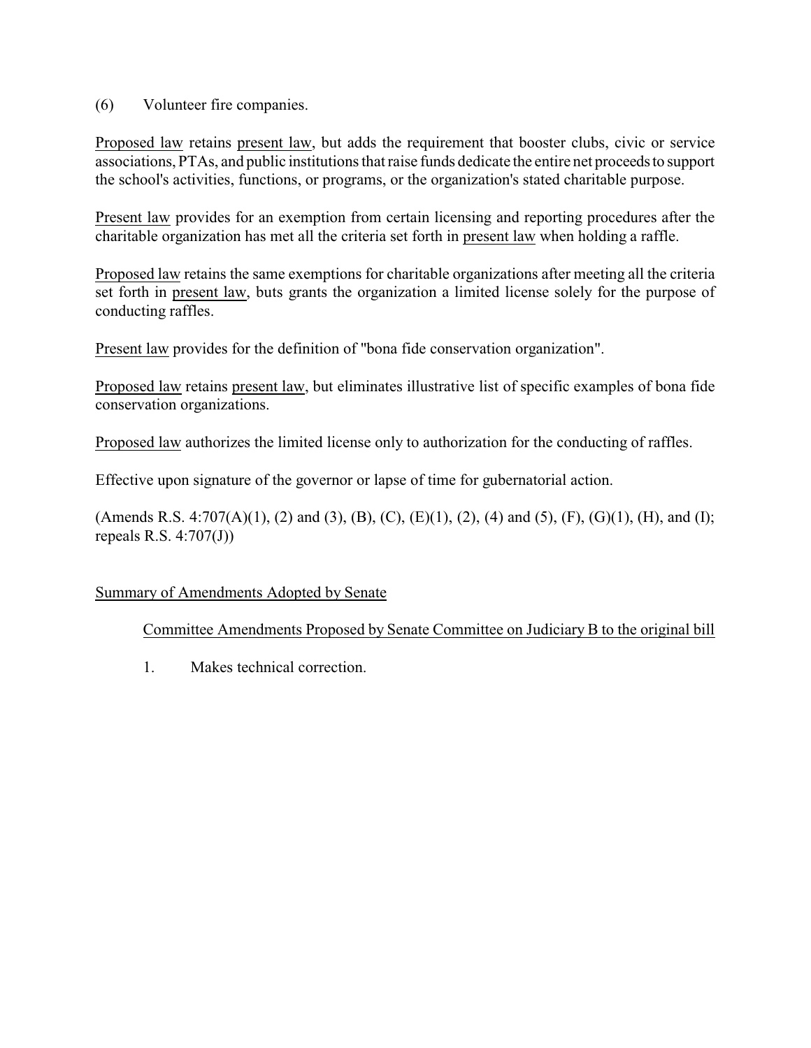(6) Volunteer fire companies.

Proposed law retains present law, but adds the requirement that booster clubs, civic or service associations, PTAs, and public institutions that raise funds dedicate the entire net proceeds to support the school's activities, functions, or programs, or the organization's stated charitable purpose.

Present law provides for an exemption from certain licensing and reporting procedures after the charitable organization has met all the criteria set forth in present law when holding a raffle.

Proposed law retains the same exemptions for charitable organizations after meeting all the criteria set forth in present law, buts grants the organization a limited license solely for the purpose of conducting raffles.

Present law provides for the definition of "bona fide conservation organization".

Proposed law retains present law, but eliminates illustrative list of specific examples of bona fide conservation organizations.

Proposed law authorizes the limited license only to authorization for the conducting of raffles.

Effective upon signature of the governor or lapse of time for gubernatorial action.

(Amends R.S. 4:707(A)(1), (2) and (3), (B), (C), (E)(1), (2), (4) and (5), (F), (G)(1), (H), and (I); repeals R.S. 4:707(J))

Summary of Amendments Adopted by Senate

Committee Amendments Proposed by Senate Committee on Judiciary B to the original bill

1. Makes technical correction.